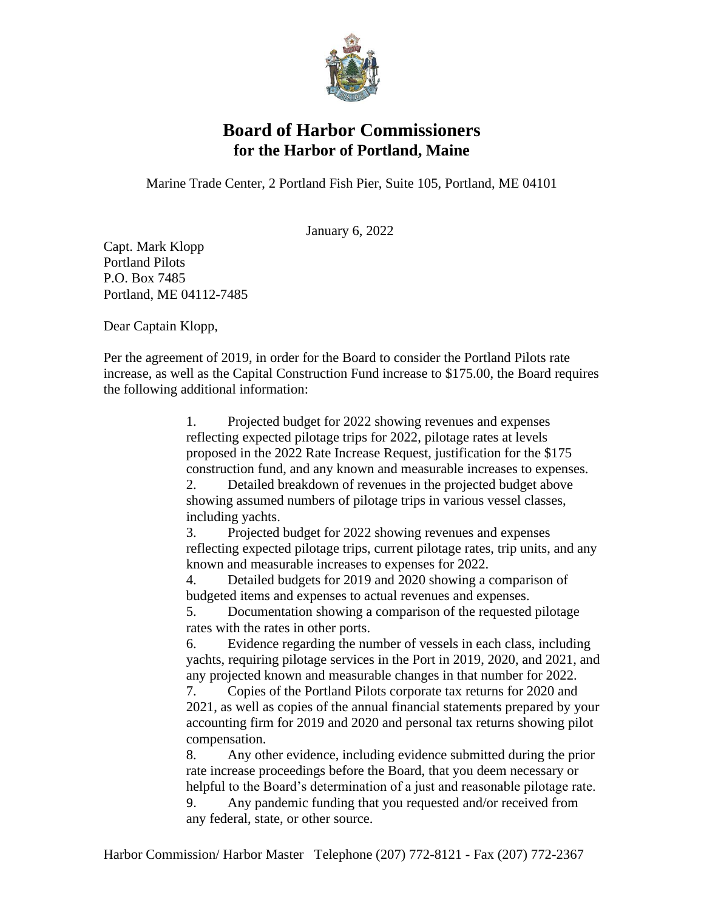# Board of Harbor Commissioners
## for the Harbor of Portland, Maine

Marine Trade Center, 2 Portland Fish Pier, Suite 105, Portland, ME 04101

January 6, 2022

Capt. Mark Klopp
Portland Pilots
P.O. Box 7485
Portland, ME 04112-7485

Dear Captain Klopp,

Per the agreement of 2019, in order for the Board to consider the Portland Pilots rate increase, as well as the Capital Construction Fund increase to $175.00, the Board requires the following additional information:

1. Projected budget for 2022 showing revenues and expenses reflecting expected pilotage trips for 2022, pilotage rates at levels proposed in the 2022 Rate Increase Request, justification for the $175 construction fund, and any known and measurable increases to expenses.
2. Detailed breakdown of revenues in the projected budget above showing assumed numbers of pilotage trips in various vessel classes, including yachts.
3. Projected budget for 2022 showing revenues and expenses reflecting expected pilotage trips, current pilotage rates, trip units, and any known and measurable increases to expenses for 2022.
4. Detailed budgets for 2019 and 2020 showing a comparison of budgeted items and expenses to actual revenues and expenses.
5. Documentation showing a comparison of the requested pilotage rates with the rates in other ports.
6. Evidence regarding the number of vessels in each class, including yachts, requiring pilotage services in the Port in 2019, 2020, and 2021, and any projected known and measurable changes in that number for 2022.
7. Copies of the Portland Pilots corporate tax returns for 2020 and 2021, as well as copies of the annual financial statements prepared by your accounting firm for 2019 and 2020 and personal tax returns showing pilot compensation.
8. Any other evidence, including evidence submitted during the prior rate increase proceedings before the Board, that you deem necessary or helpful to the Board's determination of a just and reasonable pilotage rate.
9. Any pandemic funding that you requested and/or received from any federal, state, or other source.

Harbor Commission/ Harbor Master Telephone (207) 772-8121 - Fax (207) 772-2367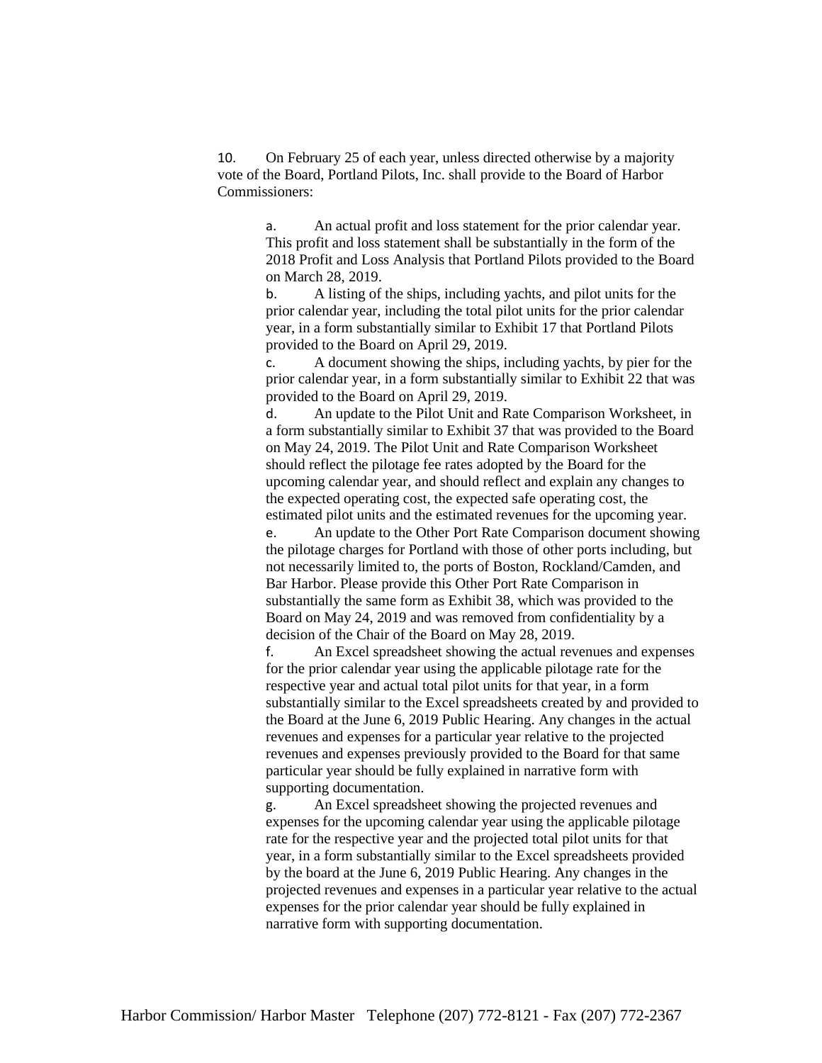10. On February 25 of each year, unless directed otherwise by a majority vote of the Board, Portland Pilots, Inc. shall provide to the Board of Harbor Commissioners:

   a. An actual profit and loss statement for the prior calendar year. This profit and loss statement shall be substantially in the form of the 2018 Profit and Loss Analysis that Portland Pilots provided to the Board on March 28, 2019.

   b. A listing of the ships, including yachts, and pilot units for the prior calendar year, including the total pilot units for the prior calendar year, in a form substantially similar to Exhibit 17 that Portland Pilots provided to the Board on April 29, 2019.

   c. A document showing the ships, including yachts, by pier for the prior calendar year, in a form substantially similar to Exhibit 22 that was provided to the Board on April 29, 2019.

   d. An update to the Pilot Unit and Rate Comparison Worksheet, in a form substantially similar to Exhibit 37 that was provided to the Board on May 24, 2019. The Pilot Unit and Rate Comparison Worksheet should reflect the pilotage fee rates adopted by the Board for the upcoming calendar year, and should reflect and explain any changes to the expected operating cost, the expected safe operating cost, the estimated pilot units and the estimated revenues for the upcoming year.

   e. An update to the Other Port Rate Comparison document showing the pilotage charges for Portland with those of other ports including, but not necessarily limited to, the ports of Boston, Rockland/Camden, and Bar Harbor. Please provide this Other Port Rate Comparison in substantially the same form as Exhibit 38, which was provided to the Board on May 24, 2019 and was removed from confidentiality by a decision of the Chair of the Board on May 28, 2019.

   f. An Excel spreadsheet showing the actual revenues and expenses for the prior calendar year using the applicable pilotage rate for the respective year and actual total pilot units for that year, in a form substantially similar to the Excel spreadsheets created by and provided to the Board at the June 6, 2019 Public Hearing. Any changes in the actual revenues and expenses for a particular year relative to the projected revenues and expenses previously provided to the Board for that same particular year should be fully explained in narrative form with supporting documentation.

   g. An Excel spreadsheet showing the projected revenues and expenses for the upcoming calendar year using the applicable pilotage rate for the respective year and the projected total pilot units for that year, in a form substantially similar to the Excel spreadsheets provided by the board at the June 6, 2019 Public Hearing. Any changes in the projected revenues and expenses in a particular year relative to the actual expenses for the prior calendar year should be fully explained in narrative form with supporting documentation.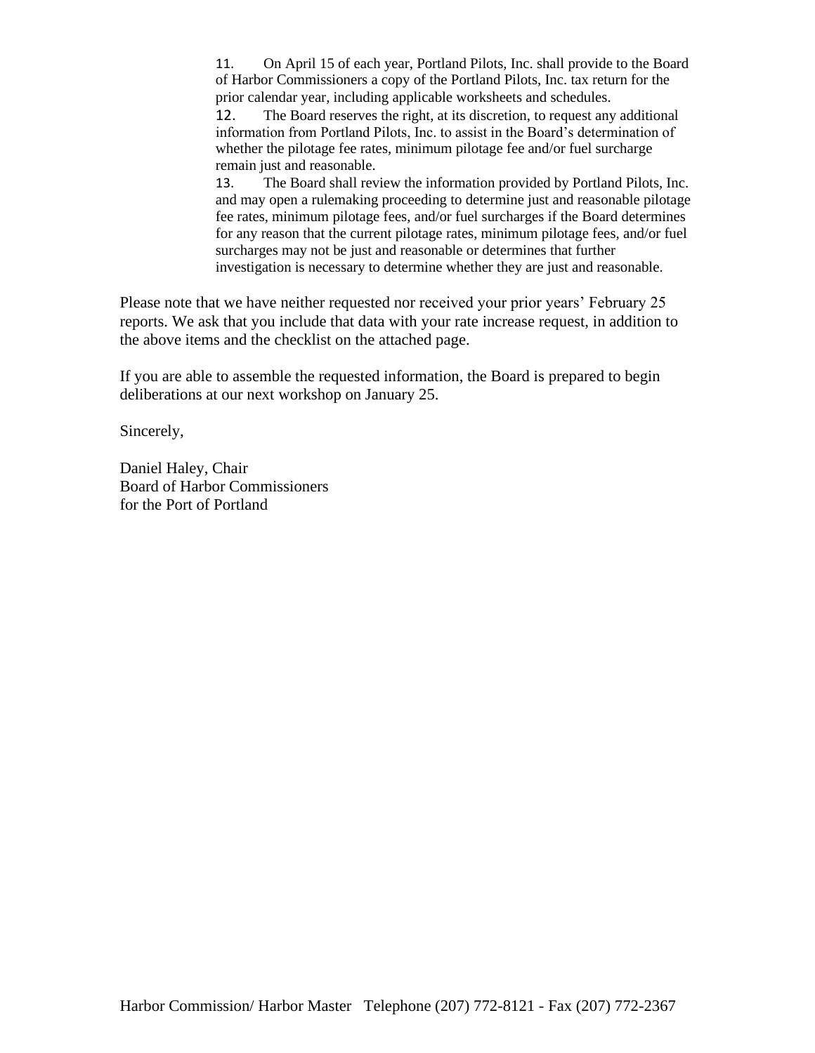11. On April 15 of each year, Portland Pilots, Inc. shall provide to the Board of Harbor Commissioners a copy of the Portland Pilots, Inc. tax return for the prior calendar year, including applicable worksheets and schedules.
12. The Board reserves the right, at its discretion, to request any additional information from Portland Pilots, Inc. to assist in the Board's determination of whether the pilotage fee rates, minimum pilotage fee and/or fuel surcharge remain just and reasonable.
13. The Board shall review the information provided by Portland Pilots, Inc. and may open a rulemaking proceeding to determine just and reasonable pilotage fee rates, minimum pilotage fees, and/or fuel surcharges if the Board determines for any reason that the current pilotage rates, minimum pilotage fees, and/or fuel surcharges may not be just and reasonable or determines that further investigation is necessary to determine whether they are just and reasonable.

Please note that we have neither requested nor received your prior years' February 25 reports. We ask that you include that data with your rate increase request, in addition to the above items and the checklist on the attached page.

If you are able to assemble the requested information, the Board is prepared to begin deliberations at our next workshop on January 25.

Sincerely,

Daniel Haley, Chair
Board of Harbor Commissioners
for the Port of Portland

Harbor Commission/ Harbor Master Telephone (207) 772-8121 - Fax (207) 772-2367